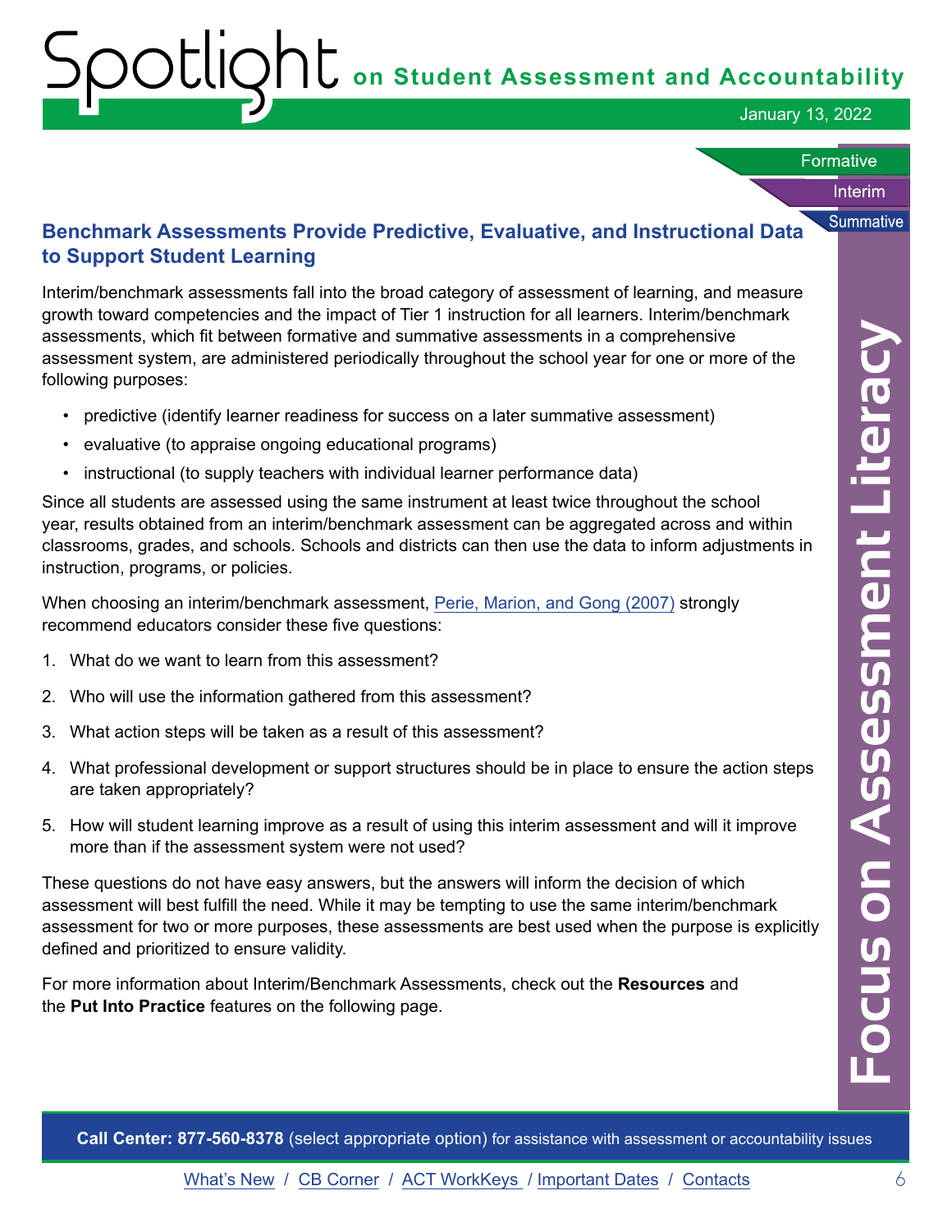## Benchmark Assessments Provide Predictive, Evaluative, and Instructional Data to Support Student Learning

Interim/benchmark assessments fall into the broad category of assessment of learning, and measure growth toward competencies and the impact of Tier 1 instruction for all learners. Interim/benchmark assessments, which fit between formative and summative assessments in a comprehensive assessment system, are administered periodically throughout the school year for one or more of the following purposes:

- predictive (identify learner readiness for success on a later summative assessment)
- evaluative (to appraise ongoing educational programs)
- instructional (to supply teachers with individual learner performance data)

Since all students are assessed using the same instrument at least twice throughout the school year, results obtained from an interim/benchmark assessment can be aggregated across and within classrooms, grades, and schools. Schools and districts can then use the data to inform adjustments in instruction, programs, or policies.

When choosing an interim/benchmark assessment, Perie, Marion, and Gong (2007) strongly recommend educators consider these five questions:

1. What do we want to learn from this assessment?
2. Who will use the information gathered from this assessment?
3. What action steps will be taken as a result of this assessment?
4. What professional development or support structures should be in place to ensure the action steps are taken appropriately?
5. How will student learning improve as a result of using this interim assessment and will it improve more than if the assessment system were not used?

These questions do not have easy answers, but the answers will inform the decision of which assessment will best fulfill the need. While it may be tempting to use the same interim/benchmark assessment for two or more purposes, these assessments are best used when the purpose is explicitly defined and prioritized to ensure validity.

For more information about Interim/Benchmark Assessments, check out the **Resources** and the **Put Into Practice** features on the following page.

**Call Center: 877-560-8378** (select appropriate option) for assistance with assessment or accountability issues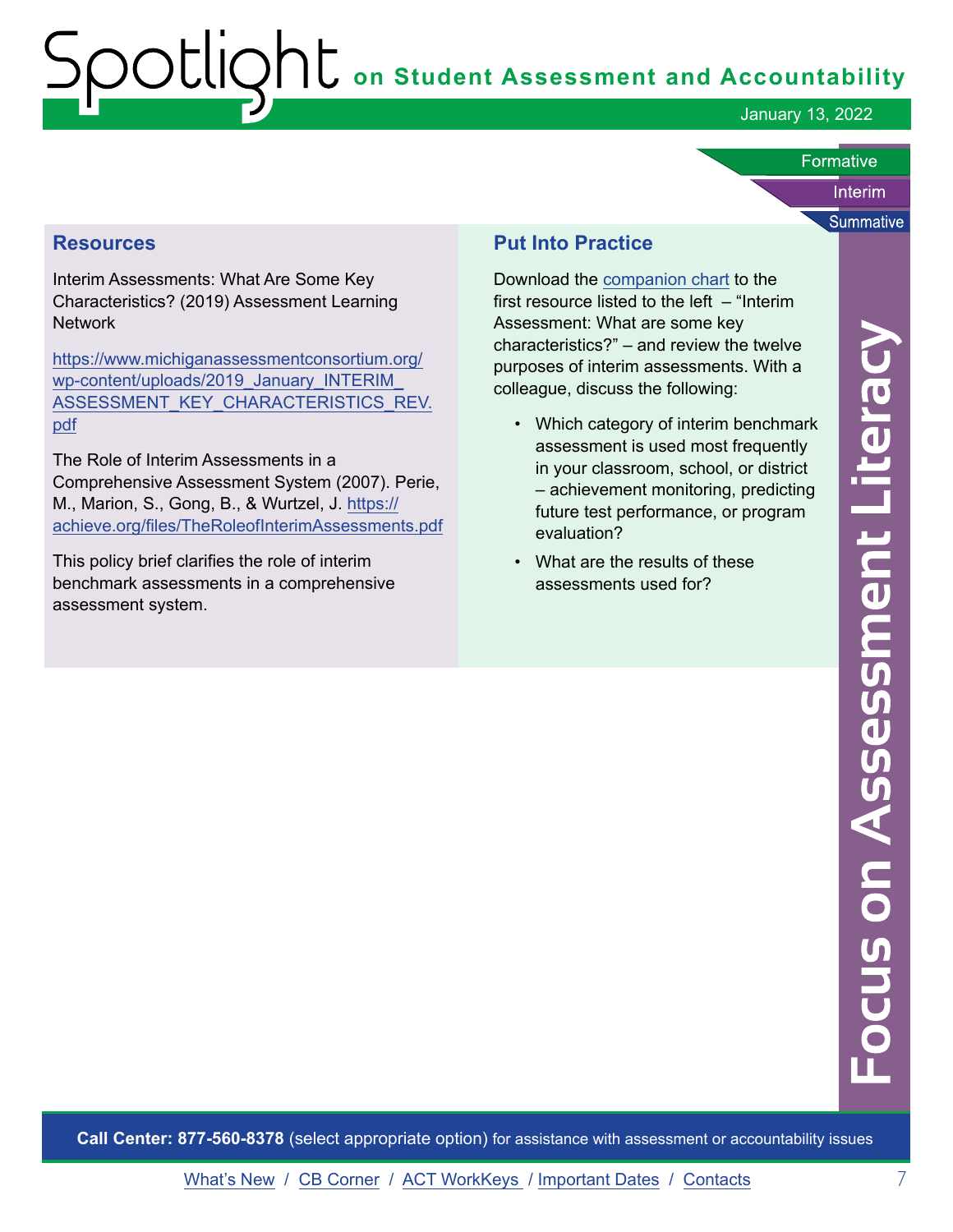## Resources

Interim Assessments: What Are Some Key Characteristics? (2019) Assessment Learning Network

https://www.michiganassessmentconsortium.org/wp-content/uploads/2019_January_INTERIM_ASSESSMENT_KEY_CHARACTERISTICS_REV.pdf

The Role of Interim Assessments in a Comprehensive Assessment System (2007). Perie, M., Marion, S., Gong, B., & Wurtzel, J. https://achieve.org/files/TheRoleofInterimAssessments.pdf

This policy brief clarifies the role of interim benchmark assessments in a comprehensive assessment system.

## Put Into Practice

Download the companion chart to the first resource listed to the left – "Interim Assessment: What are some key characteristics?" – and review the twelve purposes of interim assessments. With a colleague, discuss the following:

- Which category of interim benchmark assessment is used most frequently in your classroom, school, or district – achievement monitoring, predicting future test performance, or program evaluation?
- What are the results of these assessments used for?

**Call Center: 877-560-8378** (select appropriate option) for assistance with assessment or accountability issues